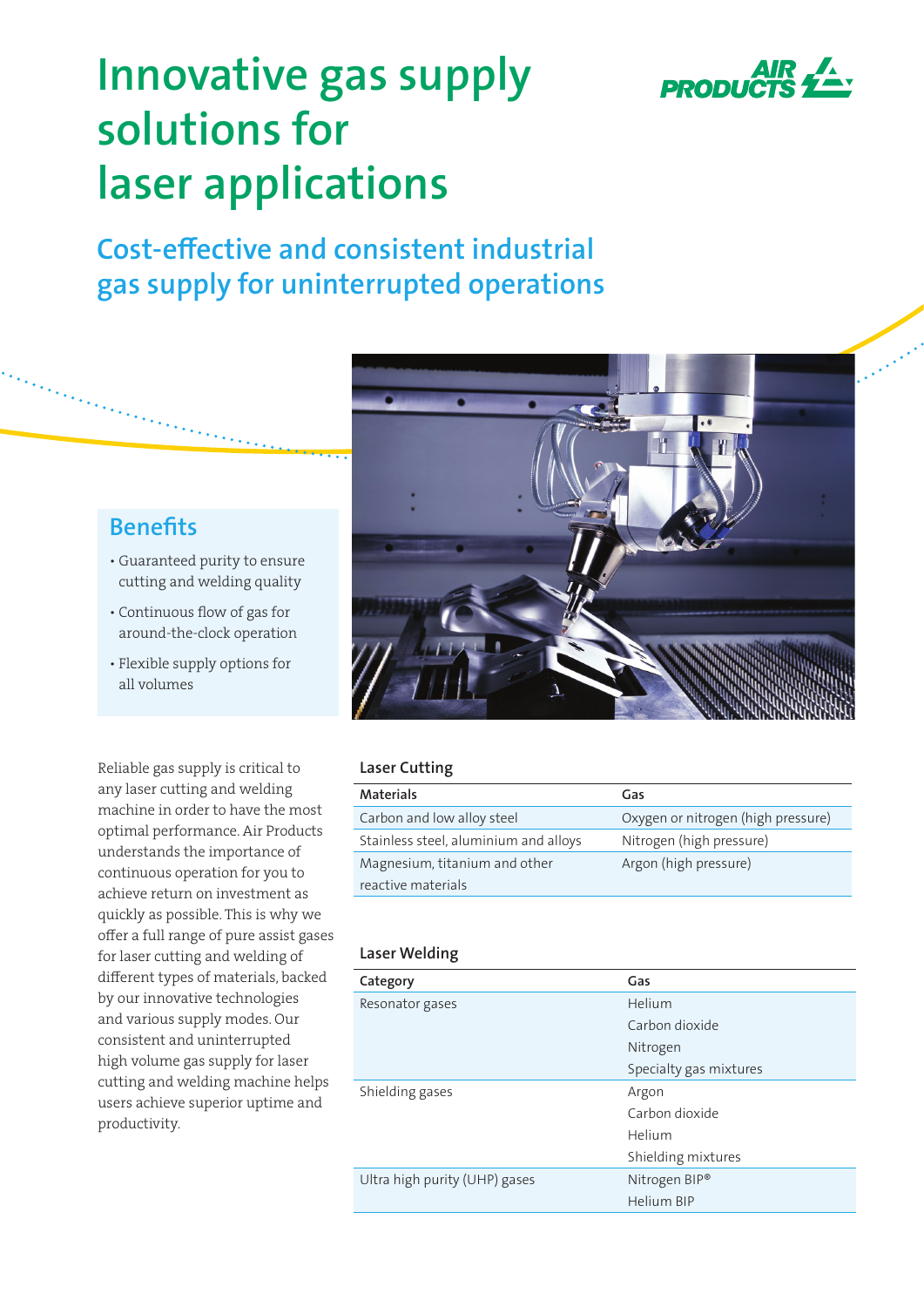# Innovative gas supply solutions for laser applications

## Cost-effective and consistent industrial gas supply for uninterrupted operations

### Benefits

- Guaranteed purity to ensure cutting and welding quality
- Continuous flow of gas for around-the-clock operation
- Flexible supply options for all volumes

Reliable gas supply is critical to any laser cutting and welding machine in order to have the most optimal performance. Air Products understands the importance of continuous operation for you to achieve return on investment as quickly as possible. This is why we offer a full range of pure assist gases for laser cutting and welding of different types of materials, backed by our innovative technologies and various supply modes. Our consistent and uninterrupted high volume gas supply for laser cutting and welding machine helps users achieve superior uptime and productivity.

### Laser Cutting

| Materials | Gas |
|---|---|
| Carbon and low alloy steel | Oxygen or nitrogen (high pressure) |
| Stainless steel, aluminium and alloys | Nitrogen (high pressure) |
| Magnesium, titanium and other reactive materials | Argon (high pressure) |

### Laser Welding

| Category | Gas |
|---|---|
| Resonator gases | Helium<br>Carbon dioxide<br>Nitrogen<br>Specialty gas mixtures |
| Shielding gases | Argon<br>Carbon dioxide<br>Helium<br>Shielding mixtures |
| Ultra high purity (UHP) gases | Nitrogen BIP®<br>Helium BIP |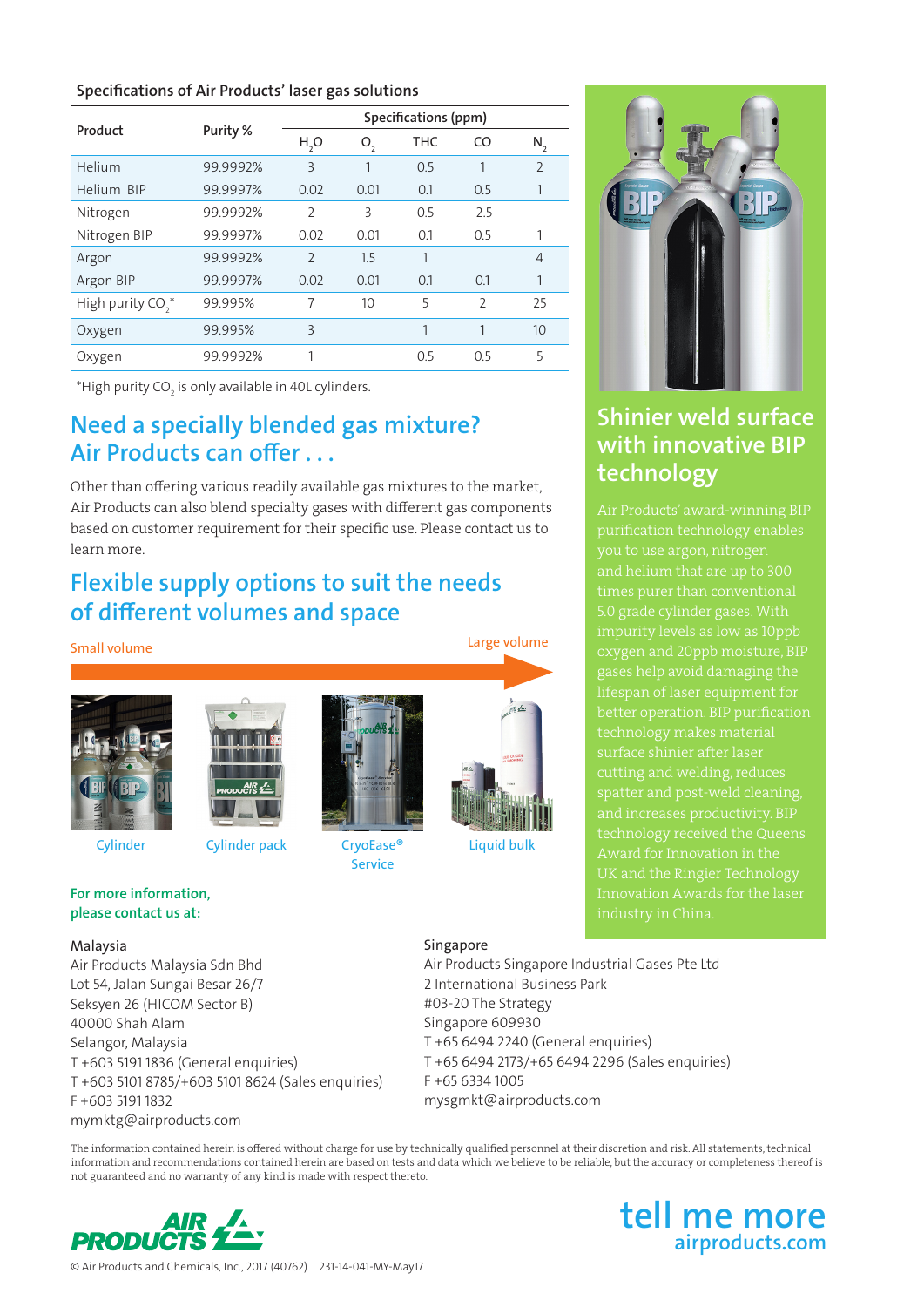### Specifications of Air Products' laser gas solutions

| Product | Purity % | Specifications (ppm) | | | | |
|---|---|---|---|---|---|---|
| | | $H_2O$ | $O_2$ | THC | CO | $N_2$ |
| Helium | 99.9992% | 3 | 1 | 0.5 | 1 | 2 |
| Helium BIP | 99.9997% | 0.02 | 0.01 | 0.1 | 0.5 | 1 |
| Nitrogen | 99.9992% | 2 | 3 | 0.5 | 2.5 | |
| Nitrogen BIP | 99.9997% | 0.02 | 0.01 | 0.1 | 0.5 | 1 |
| Argon | 99.9992% | 2 | 1.5 | 1 | | 4 |
| Argon BIP | 99.9997% | 0.02 | 0.01 | 0.1 | 0.1 | 1 |
| High purity $CO_2$* | 99.995% | 7 | 10 | 5 | 2 | 25 |
| Oxygen | 99.995% | 3 | | 1 | 1 | 10 |
| Oxygen | 99.9992% | 1 | | 0.5 | 0.5 | 5 |

*High purity $CO_2$ is only available in 40L cylinders.

## Need a specially blended gas mixture? Air Products can offer . . .

Other than offering various readily available gas mixtures to the market, Air Products can also blend specialty gases with different gas components based on customer requirement for their specific use. Please contact us to learn more.

## Flexible supply options to suit the needs of different volumes and space

Small volume

Large volume

Cylinder

Cylinder pack

CryoEase® Service

Liquid bulk

## Shinier weld surface with innovative BIP technology

Air Products' award-winning BIP purification technology enables you to use argon, nitrogen and helium that are up to 300 times purer than conventional 5.0 grade cylinder gases. With impurity levels as low as 10ppb oxygen and 20ppb moisture, BIP gases help avoid damaging the lifespan of laser equipment for better operation. BIP purification technology makes material surface shinier after laser cutting and welding, reduces spatter and post-weld cleaning, and increases productivity. BIP technology received the Queens Award for Innovation in the UK and the Ringier Technology Innovation Awards for the laser industry in China.

**For more information, please contact us at:**

**Malaysia**
Air Products Malaysia Sdn Bhd
Lot 54, Jalan Sungai Besar 26/7
Seksyen 26 (HICOM Sector B)
40000 Shah Alam
Selangor, Malaysia
T +603 5191 1836 (General enquiries)
T +603 5101 8785/+603 5101 8624 (Sales enquiries)
F +603 5191 1832
mymktg@airproducts.com

**Singapore**
Air Products Singapore Industrial Gases Pte Ltd
2 International Business Park
#03-20 The Strategy
Singapore 609930
T +65 6494 2240 (General enquiries)
T +65 6494 2173/+65 6494 2296 (Sales enquiries)
F +65 6334 1005
mysgmkt@airproducts.com

The information contained herein is offered without charge for use by technically qualified personnel at their discretion and risk. All statements, technical information and recommendations contained herein are based on tests and data which we believe to be reliable, but the accuracy or completeness thereof is not guaranteed and no warranty of any kind is made with respect thereto.

AIR PRODUCTS

tell me more
airproducts.com

© Air Products and Chemicals, Inc., 2017 (40762) 231-14-041-MY-May17